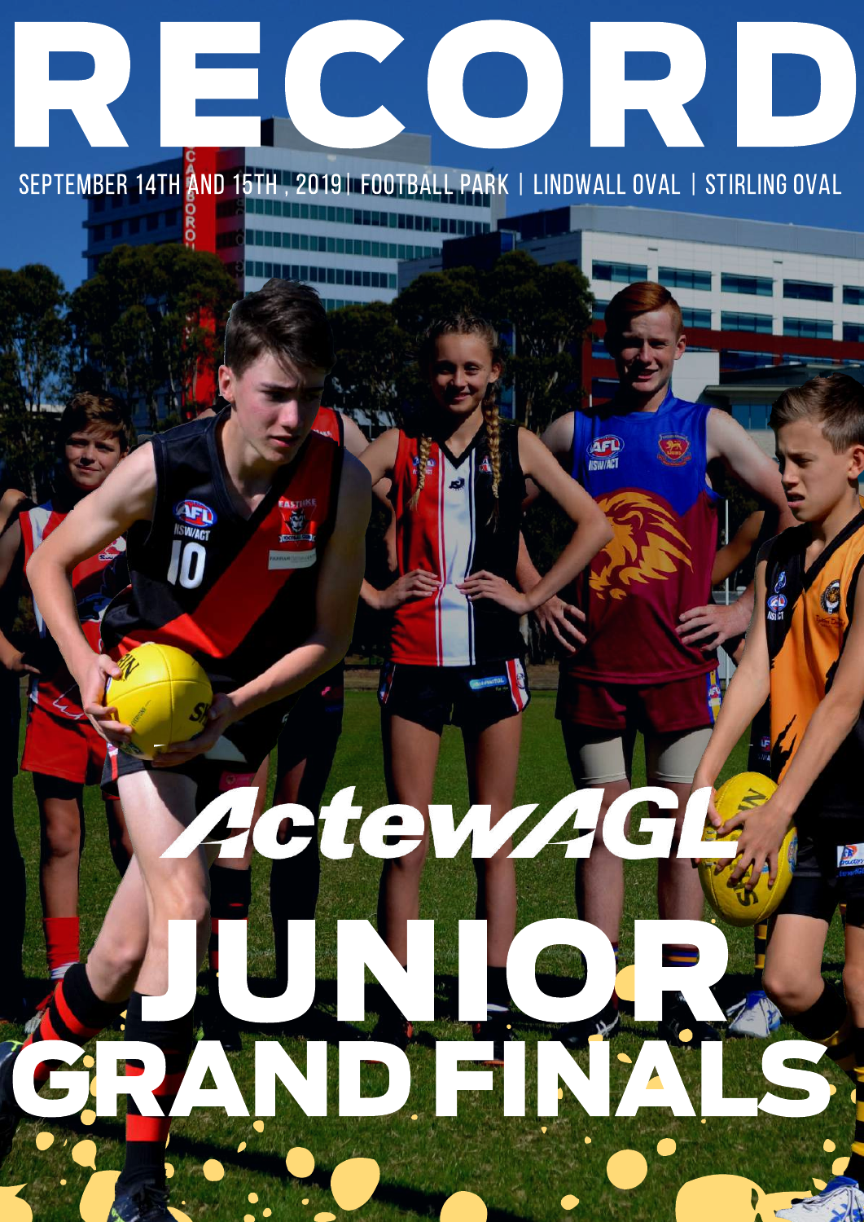# RECORD

SEPTEMBER 14TH AND 15TH , 2019| FOOTBALL PARK | LINDWALL OVAL | STIRLING OVAL

ActewAGL

# JUNIOR GRAND FINALS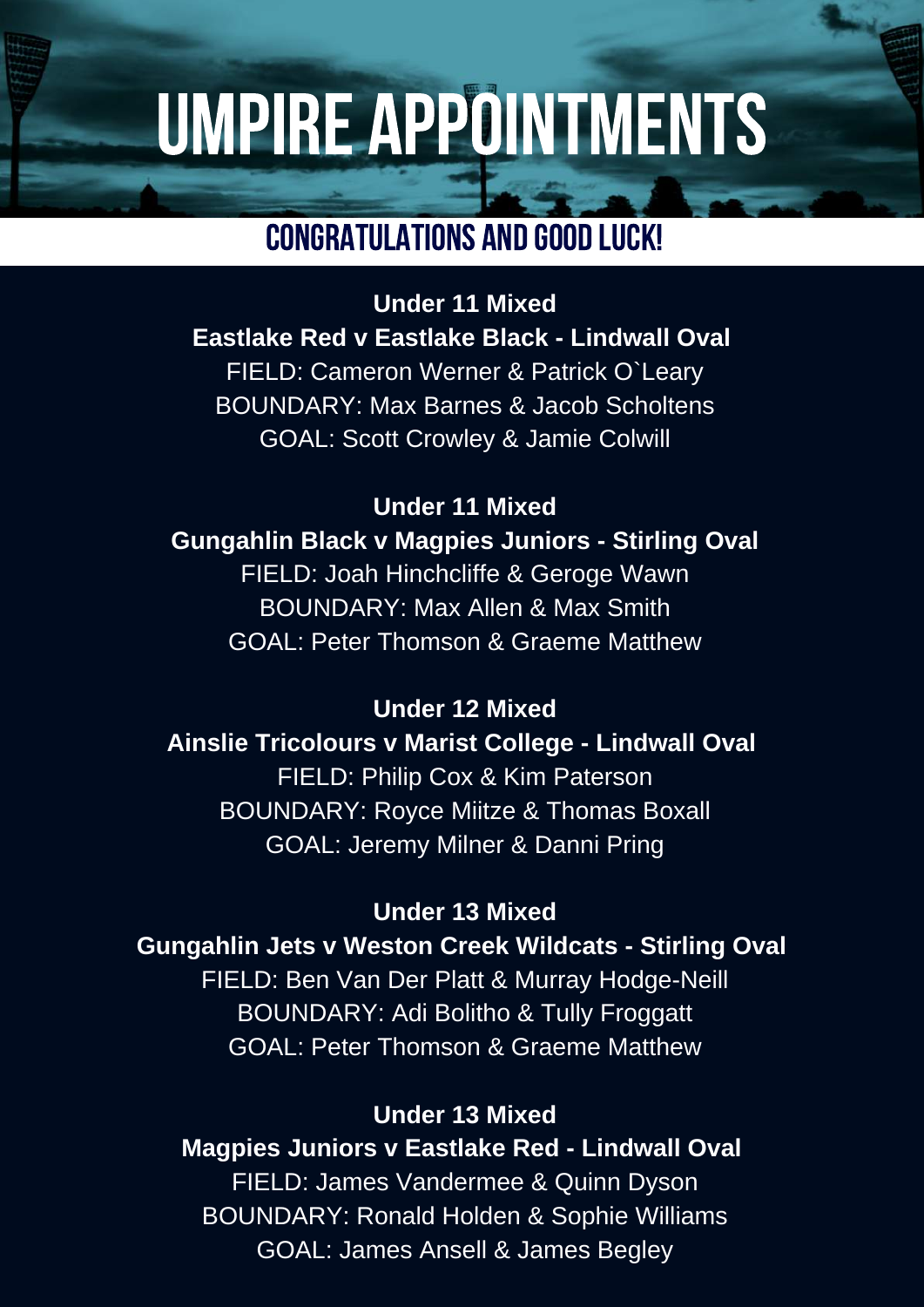# UMPIRE APPOINTMENTS

## CONGRATULATIONS AND GOOD LUCK!

**Under 11 Mixed**
**Eastlake Red v Eastlake Black - Lindwall Oval**
FIELD: Cameron Werner & Patrick O`Leary
BOUNDARY: Max Barnes & Jacob Scholtens
GOAL: Scott Crowley & Jamie Colwill

**Under 11 Mixed**
**Gungahlin Black v Magpies Juniors - Stirling Oval**
FIELD: Joah Hinchcliffe & Geroge Wawn
BOUNDARY: Max Allen & Max Smith
GOAL: Peter Thomson & Graeme Matthew

**Under 12 Mixed**
**Ainslie Tricolours v Marist College - Lindwall Oval**
FIELD: Philip Cox & Kim Paterson
BOUNDARY: Royce Miitze & Thomas Boxall
GOAL: Jeremy Milner & Danni Pring

**Under 13 Mixed**
**Gungahlin Jets v Weston Creek Wildcats - Stirling Oval**
FIELD: Ben Van Der Platt & Murray Hodge-Neill
BOUNDARY: Adi Bolitho & Tully Froggatt
GOAL: Peter Thomson & Graeme Matthew

**Under 13 Mixed**
**Magpies Juniors v Eastlake Red - Lindwall Oval**
FIELD: James Vandermee & Quinn Dyson
BOUNDARY: Ronald Holden & Sophie Williams
GOAL: James Ansell & James Begley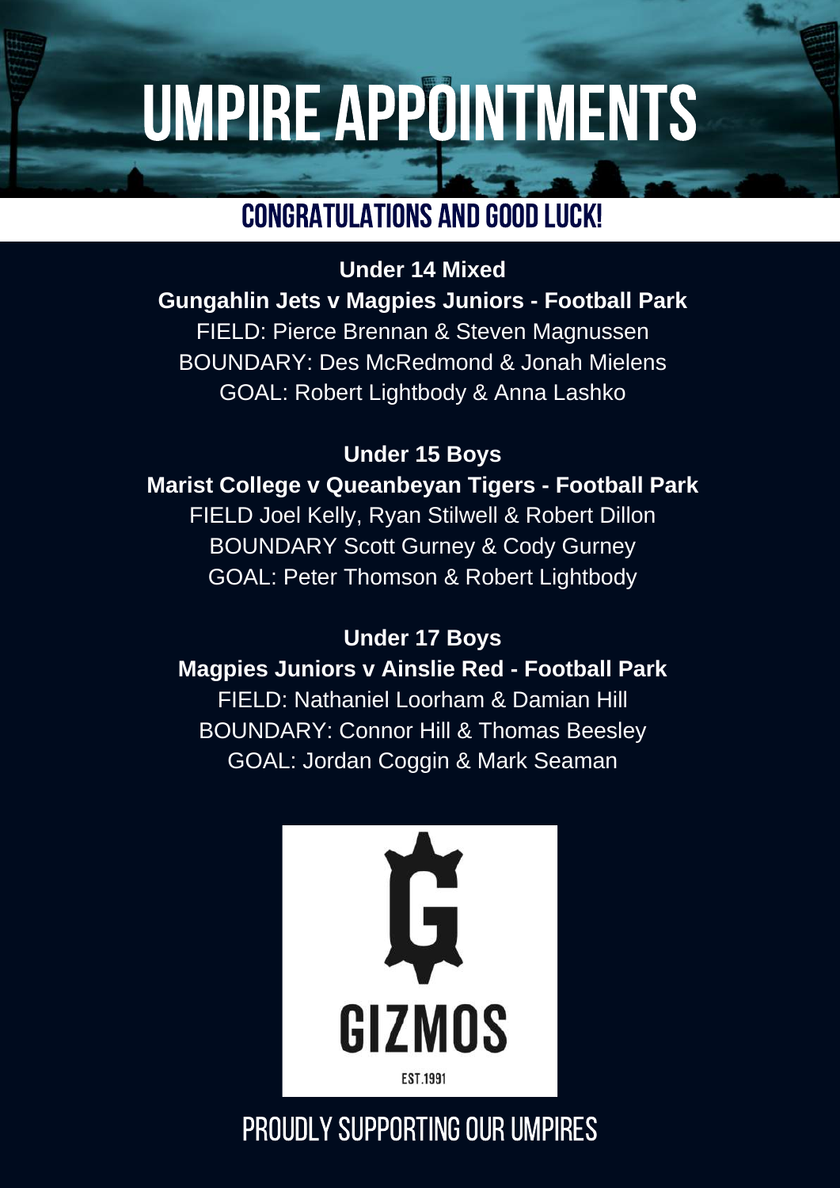# UMPIRE APPOINTMENTS

## CONGRATULATIONS AND GOOD LUCK!

**Under 14 Mixed**

**Gungahlin Jets v Magpies Juniors - Football Park**

FIELD: Pierce Brennan & Steven Magnussen

BOUNDARY: Des McRedmond & Jonah Mielens

GOAL: Robert Lightbody & Anna Lashko

**Under 15 Boys**

**Marist College v Queanbeyan Tigers - Football Park**

FIELD Joel Kelly, Ryan Stilwell & Robert Dillon

BOUNDARY Scott Gurney & Cody Gurney

GOAL: Peter Thomson & Robert Lightbody

**Under 17 Boys**

**Magpies Juniors v Ainslie Red - Football Park**

FIELD: Nathaniel Loorham & Damian Hill

BOUNDARY: Connor Hill & Thomas Beesley

GOAL: Jordan Coggin & Mark Seaman

GIZMOS

EST.1991

PROUDLY SUPPORTING OUR UMPIRES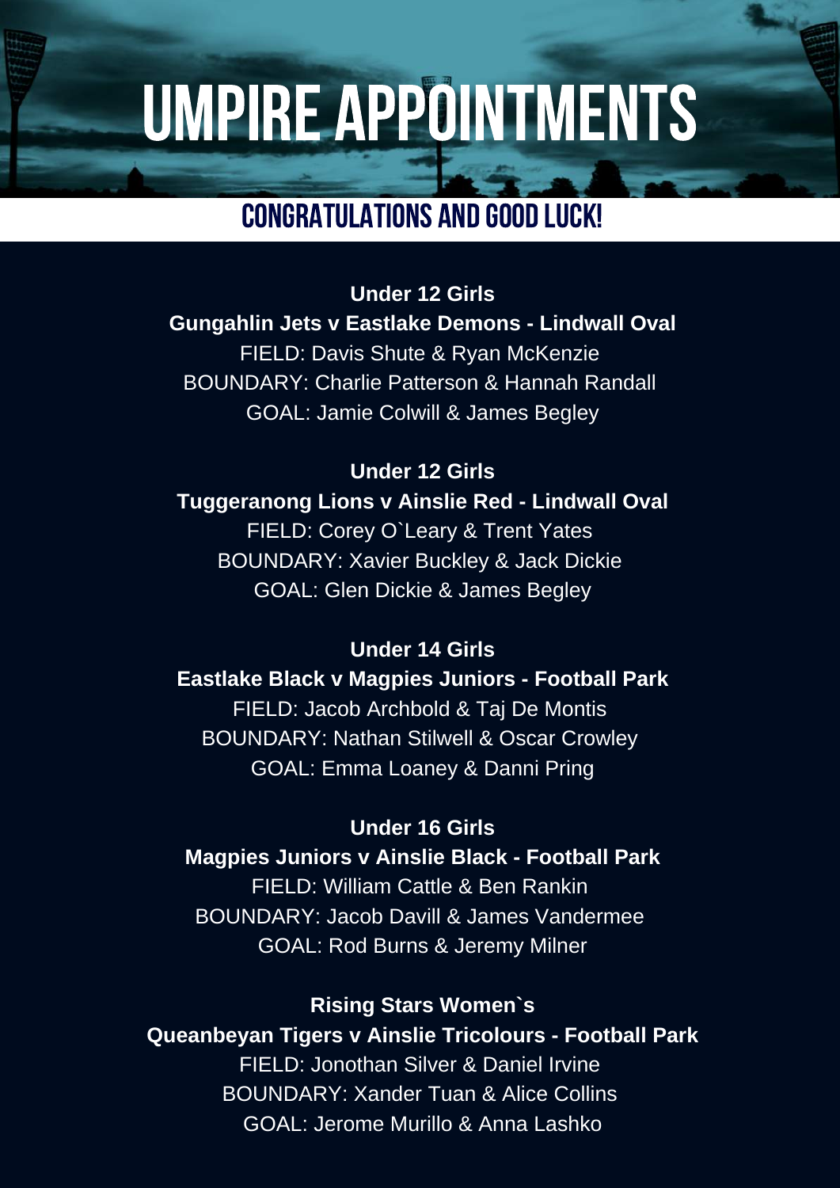# UMPIRE APPOINTMENTS

## CONGRATULATIONS AND GOOD LUCK!

**Under 12 Girls**
**Gungahlin Jets v Eastlake Demons - Lindwall Oval**
FIELD: Davis Shute & Ryan McKenzie
BOUNDARY: Charlie Patterson & Hannah Randall
GOAL: Jamie Colwill & James Begley

**Under 12 Girls**
**Tuggeranong Lions v Ainslie Red - Lindwall Oval**
FIELD: Corey O`Leary & Trent Yates
BOUNDARY: Xavier Buckley & Jack Dickie
GOAL: Glen Dickie & James Begley

**Under 14 Girls**
**Eastlake Black v Magpies Juniors - Football Park**
FIELD: Jacob Archbold & Taj De Montis
BOUNDARY: Nathan Stilwell & Oscar Crowley
GOAL: Emma Loaney & Danni Pring

**Under 16 Girls**
**Magpies Juniors v Ainslie Black - Football Park**
FIELD: William Cattle & Ben Rankin
BOUNDARY: Jacob Davill & James Vandermee
GOAL: Rod Burns & Jeremy Milner

**Rising Stars Women`s**
**Queanbeyan Tigers v Ainslie Tricolours - Football Park**
FIELD: Jonothan Silver & Daniel Irvine
BOUNDARY: Xander Tuan & Alice Collins
GOAL: Jerome Murillo & Anna Lashko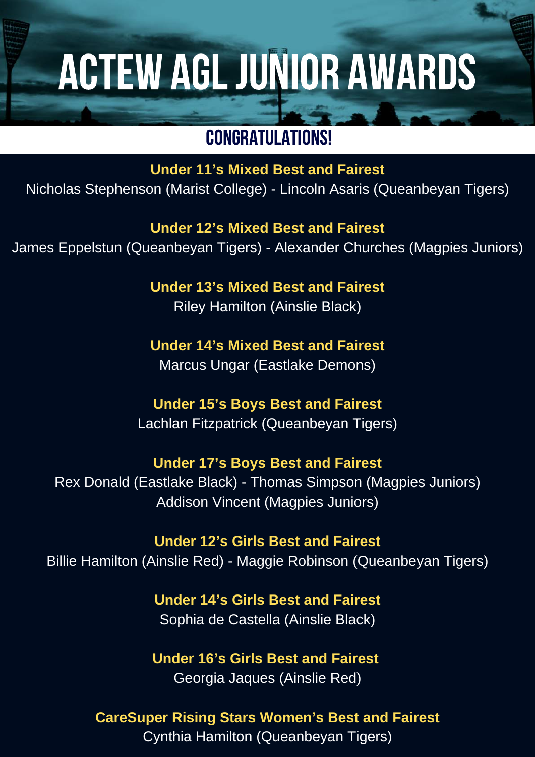# ACTEW AGL JUNIOR AWARDS

## CONGRATULATIONS!

**Under 11's Mixed Best and Fairest**
Nicholas Stephenson (Marist College) - Lincoln Asaris (Queanbeyan Tigers)

**Under 12's Mixed Best and Fairest**
James Eppelstun (Queanbeyan Tigers) - Alexander Churches (Magpies Juniors)

**Under 13's Mixed Best and Fairest**
Riley Hamilton (Ainslie Black)

**Under 14's Mixed Best and Fairest**
Marcus Ungar (Eastlake Demons)

**Under 15's Boys Best and Fairest**
Lachlan Fitzpatrick (Queanbeyan Tigers)

**Under 17's Boys Best and Fairest**
Rex Donald (Eastlake Black) - Thomas Simpson (Magpies Juniors)
Addison Vincent (Magpies Juniors)

**Under 12's Girls Best and Fairest**
Billie Hamilton (Ainslie Red) - Maggie Robinson (Queanbeyan Tigers)

**Under 14's Girls Best and Fairest**
Sophia de Castella (Ainslie Black)

**Under 16's Girls Best and Fairest**
Georgia Jaques (Ainslie Red)

**CareSuper Rising Stars Women's Best and Fairest**
Cynthia Hamilton (Queanbeyan Tigers)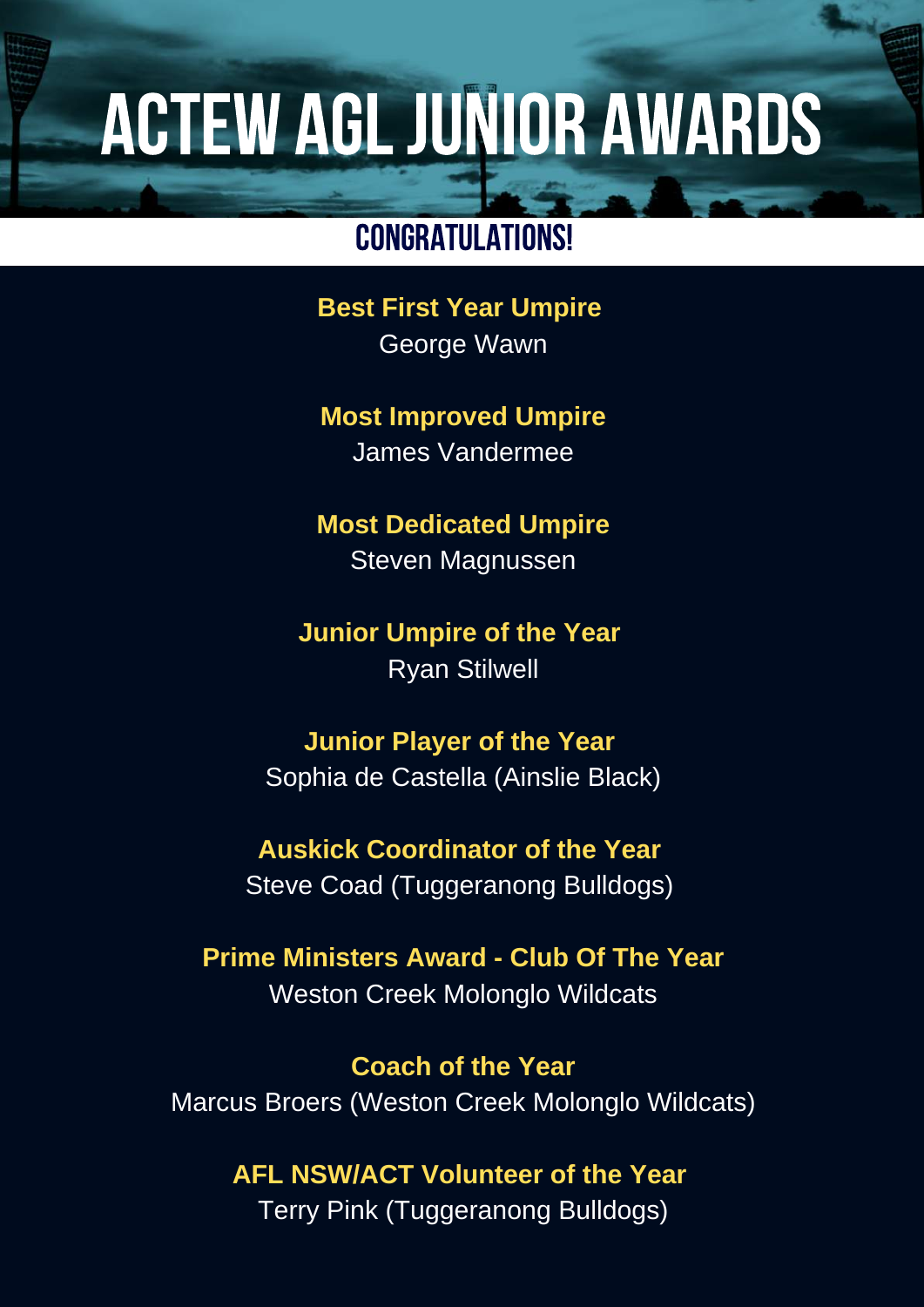# ACTEW AGL JUNIOR AWARDS

## CONGRATULATIONS!

**Best First Year Umpire**
George Wawn

**Most Improved Umpire**
James Vandermee

**Most Dedicated Umpire**
Steven Magnussen

**Junior Umpire of the Year**
Ryan Stilwell

**Junior Player of the Year**
Sophia de Castella (Ainslie Black)

**Auskick Coordinator of the Year**
Steve Coad (Tuggeranong Bulldogs)

**Prime Ministers Award - Club Of The Year**
Weston Creek Molonglo Wildcats

**Coach of the Year**
Marcus Broers (Weston Creek Molonglo Wildcats)

**AFL NSW/ACT Volunteer of the Year**
Terry Pink (Tuggeranong Bulldogs)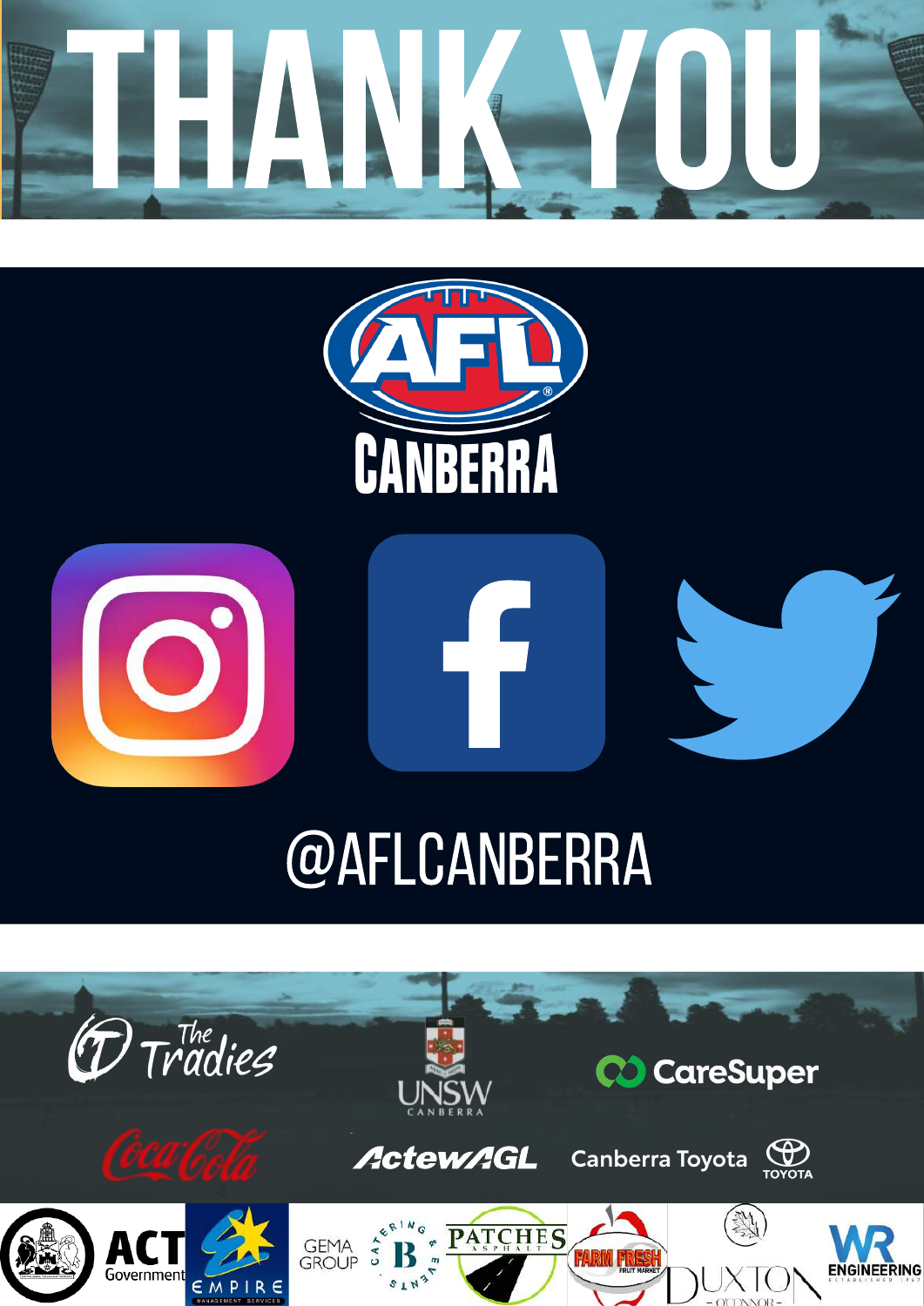# THANK YOU

AFL CANBERRA

@AFLCANBERRA

The Tradies

UNSW CANBERRA

CareSuper

Coca-Cola

ActewAGL

Canberra Toyota

TOYOTA

ACT Government

EMPIRE MANAGEMENT SERVICES

GEMA GROUP

B CATERING & EVENTS

PATCHES ASPHALT

FARM FRESH FRUIT MARKET

DUXTON O'CONNOR

WR ENGINEERING